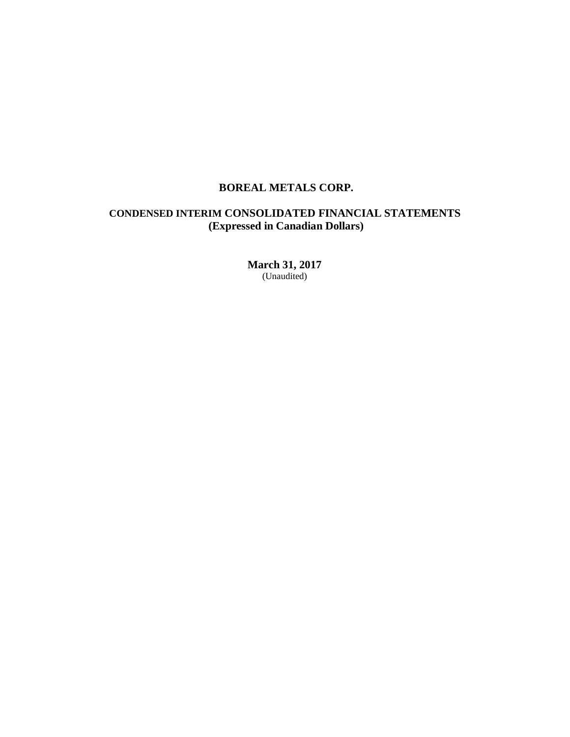# BOREAL METALS CORP.

## CONDENSED INTERIM CONSOLIDATED FINANCIAL STATEMENTS
## (Expressed in Canadian Dollars)

**March 31, 2017**
(Unaudited)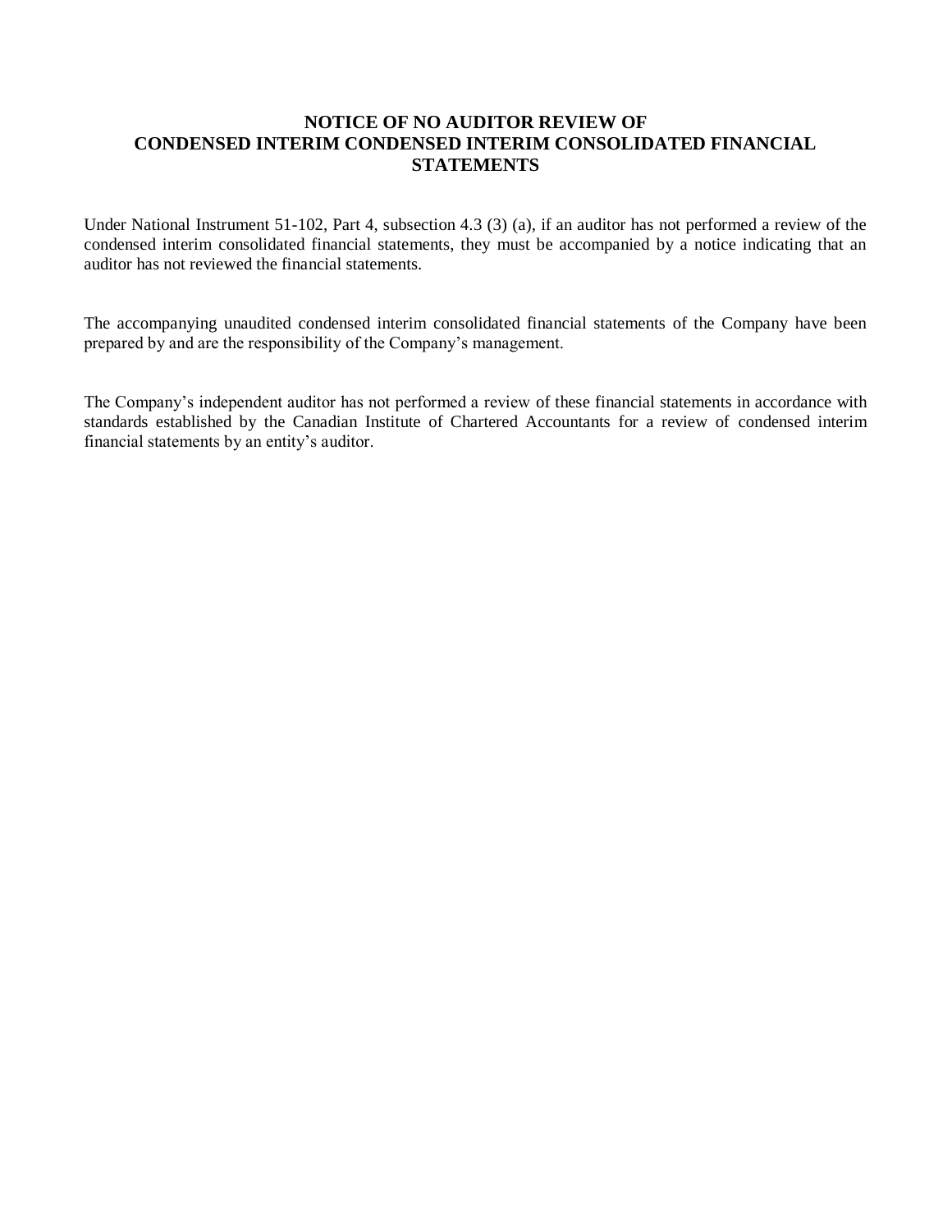# NOTICE OF NO AUDITOR REVIEW OF CONDENSED INTERIM CONDENSED INTERIM CONSOLIDATED FINANCIAL STATEMENTS

Under National Instrument 51-102, Part 4, subsection 4.3 (3) (a), if an auditor has not performed a review of the condensed interim consolidated financial statements, they must be accompanied by a notice indicating that an auditor has not reviewed the financial statements.

The accompanying unaudited condensed interim consolidated financial statements of the Company have been prepared by and are the responsibility of the Company's management.

The Company's independent auditor has not performed a review of these financial statements in accordance with standards established by the Canadian Institute of Chartered Accountants for a review of condensed interim financial statements by an entity's auditor.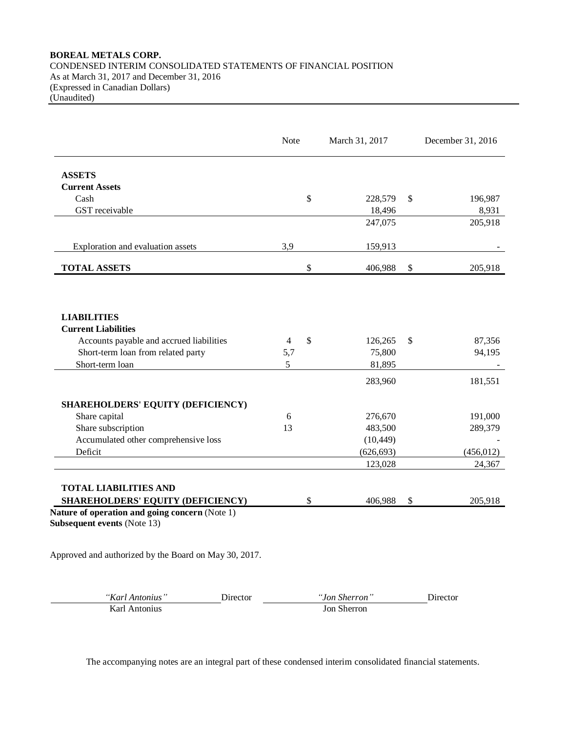**BOREAL METALS CORP.**
CONDENSED INTERIM CONSOLIDATED STATEMENTS OF FINANCIAL POSITION
As at March 31, 2017 and December 31, 2016
(Expressed in Canadian Dollars)
(Unaudited)

| | Note | March 31, 2017 | December 31, 2016 |
|---|---|---|---|
| **ASSETS** | | | |
| **Current Assets** | | | |
| Cash | | $ 228,579 | $ 196,987 |
| GST receivable | | 18,496 | 8,931 |
| | | 247,075 | 205,918 |
| Exploration and evaluation assets | 3,9 | 159,913 | - |
| **TOTAL ASSETS** | | $ 406,988 | $ 205,918 |
| **LIABILITIES** | | | |
| **Current Liabilities** | | | |
| Accounts payable and accrued liabilities | 4 | $ 126,265 | $ 87,356 |
| Short-term loan from related party | 5,7 | 75,800 | 94,195 |
| Short-term loan | 5 | 81,895 | - |
| | | 283,960 | 181,551 |
| **SHAREHOLDERS' EQUITY (DEFICIENCY)** | | | |
| Share capital | 6 | 276,670 | 191,000 |
| Share subscription | 13 | 483,500 | 289,379 |
| Accumulated other comprehensive loss | | (10,449) | - |
| Deficit | | (626,693) | (456,012) |
| | | 123,028 | 24,367 |
| **TOTAL LIABILITIES AND SHAREHOLDERS' EQUITY (DEFICIENCY)** | | $ 406,988 | $ 205,918 |

**Nature of operation and going concern** (Note 1)
**Subsequent events** (Note 13)

Approved and authorized by the Board on May 30, 2017.

| | | | |
|---|---|---|---|
| *"Karl Antonius"* | Director | *"Jon Sherron"* | Director |
| Karl Antonius | | Jon Sherron | |

The accompanying notes are an integral part of these condensed interim consolidated financial statements.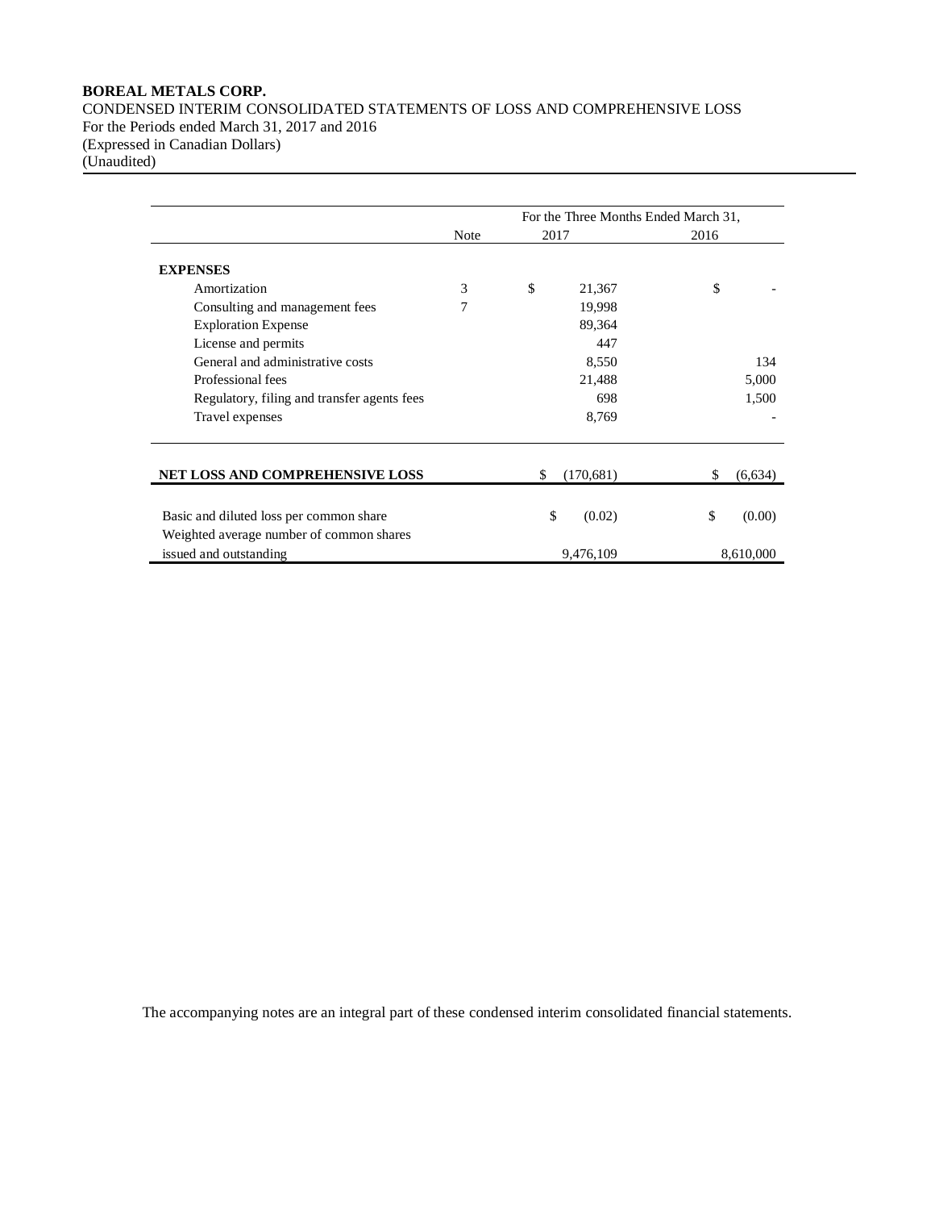**BOREAL METALS CORP.**
CONDENSED INTERIM CONSOLIDATED STATEMENTS OF LOSS AND COMPREHENSIVE LOSS
For the Periods ended March 31, 2017 and 2016
(Expressed in Canadian Dollars)
(Unaudited)

| | Note | For the Three Months Ended March 31, 2017 | 2016 |
|---|---|---|---|
| **EXPENSES** | | | |
| Amortization | 3 | $ 21,367 | $ - |
| Consulting and management fees | 7 | 19,998 | |
| Exploration Expense | | 89,364 | |
| License and permits | | 447 | |
| General and administrative costs | | 8,550 | 134 |
| Professional fees | | 21,488 | 5,000 |
| Regulatory, filing and transfer agents fees | | 698 | 1,500 |
| Travel expenses | | 8,769 | - |
| **NET LOSS AND COMPREHENSIVE LOSS** | | $ (170,681) | $ (6,634) |
| Basic and diluted loss per common share | | $ (0.02) | $ (0.00) |
| Weighted average number of common shares issued and outstanding | | 9,476,109 | 8,610,000 |

The accompanying notes are an integral part of these condensed interim consolidated financial statements.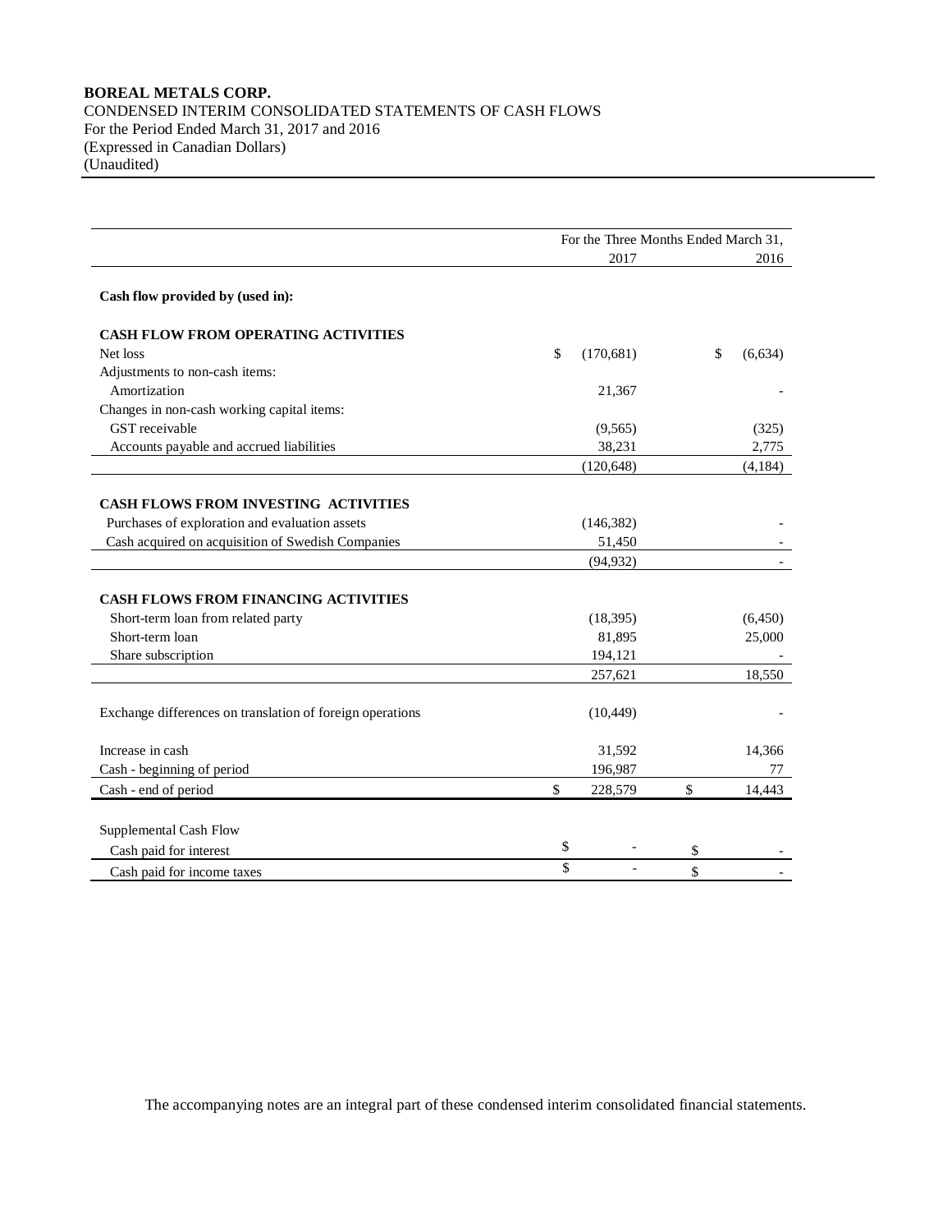**BOREAL METALS CORP.**
CONDENSED INTERIM CONSOLIDATED STATEMENTS OF CASH FLOWS
For the Period Ended March 31, 2017 and 2016
(Expressed in Canadian Dollars)
(Unaudited)

| | For the Three Months Ended March 31, 2017 | 2016 |
|---|---|---|
| **Cash flow provided by (used in):** | | |
| **CASH FLOW FROM OPERATING ACTIVITIES** | | |
| Net loss | $ (170,681) | $ (6,634) |
| Adjustments to non-cash items: | | |
| Amortization | 21,367 | - |
| Changes in non-cash working capital items: | | |
| GST receivable | (9,565) | (325) |
| Accounts payable and accrued liabilities | 38,231 | 2,775 |
| | (120,648) | (4,184) |
| **CASH FLOWS FROM INVESTING ACTIVITIES** | | |
| Purchases of exploration and evaluation assets | (146,382) | - |
| Cash acquired on acquisition of Swedish Companies | 51,450 | - |
| | (94,932) | - |
| **CASH FLOWS FROM FINANCING ACTIVITIES** | | |
| Short-term loan from related party | (18,395) | (6,450) |
| Short-term loan | 81,895 | 25,000 |
| Share subscription | 194,121 | - |
| | 257,621 | 18,550 |
| Exchange differences on translation of foreign operations | (10,449) | - |
| Increase in cash | 31,592 | 14,366 |
| Cash - beginning of period | 196,987 | 77 |
| Cash - end of period | $ 228,579 | $ 14,443 |
| Supplemental Cash Flow | | |
| Cash paid for interest | $ - | $ - |
| Cash paid for income taxes | $ - | $ - |

The accompanying notes are an integral part of these condensed interim consolidated financial statements.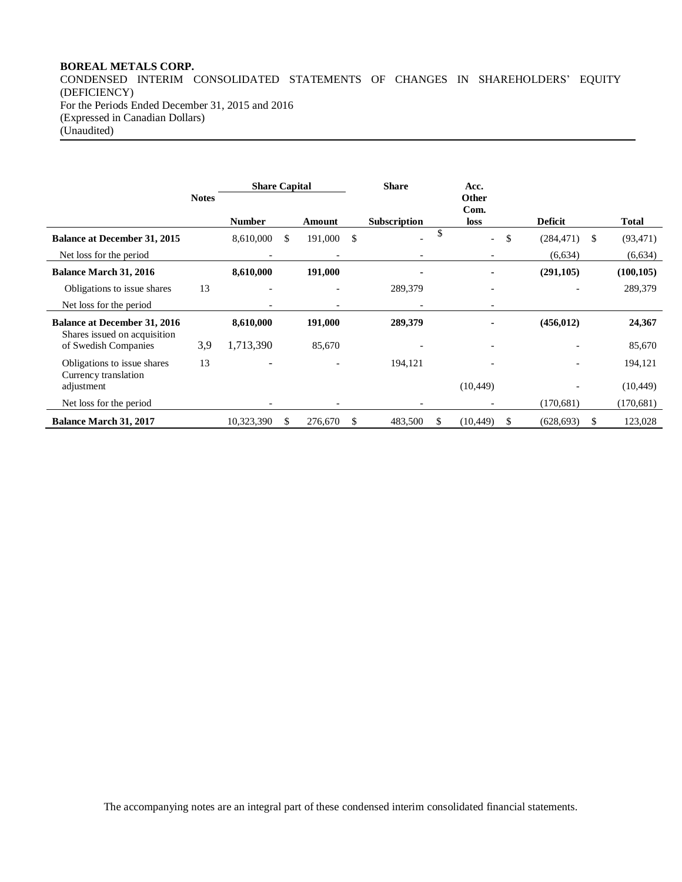**BOREAL METALS CORP.**
CONDENSED INTERIM CONSOLIDATED STATEMENTS OF CHANGES IN SHAREHOLDERS' EQUITY (DEFICIENCY)
For the Periods Ended December 31, 2015 and 2016
(Expressed in Canadian Dollars)
(Unaudited)

| | Notes | Share Capital | | Share | Acc. Other Com. | | |
|---|---|---|---|---|---|---|---|
| | | Number | Amount | Subscription | loss | Deficit | Total |
| **Balance at December 31, 2015** | | 8,610,000 | $ 191,000 | $ - | $ - | $ (284,471) | $ (93,471) |
| Net loss for the period | | - | - | - | - | (6,634) | (6,634) |
| **Balance March 31, 2016** | | **8,610,000** | **191,000** | **-** | **-** | **(291,105)** | **(100,105)** |
| Obligations to issue shares | 13 | - | - | 289,379 | - | - | 289,379 |
| Net loss for the period | | - | - | - | - | | |
| **Balance at December 31, 2016** | | **8,610,000** | **191,000** | **289,379** | **-** | **(456,012)** | **24,367** |
| Shares issued on acquisition of Swedish Companies | 3,9 | 1,713,390 | 85,670 | - | - | - | 85,670 |
| Obligations to issue shares | 13 | - | - | 194,121 | - | - | 194,121 |
| Currency translation adjustment | | | | | (10,449) | - | (10,449) |
| Net loss for the period | | - | - | - | - | (170,681) | (170,681) |
| **Balance March 31, 2017** | | 10,323,390 | $ 276,670 | $ 483,500 | $ (10,449) | $ (628,693) | $ 123,028 |

The accompanying notes are an integral part of these condensed interim consolidated financial statements.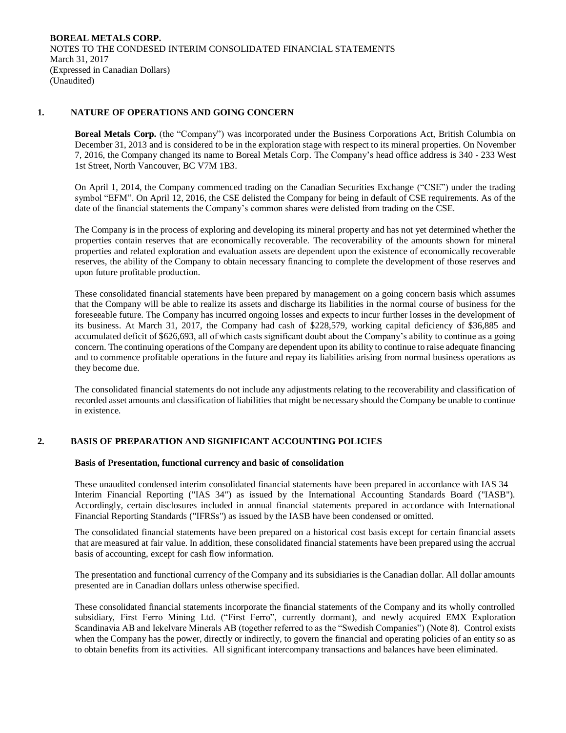**BOREAL METALS CORP.**
NOTES TO THE CONDENSED INTERIM CONSOLIDATED FINANCIAL STATEMENTS
March 31, 2017
(Expressed in Canadian Dollars)
(Unaudited)

## 1. NATURE OF OPERATIONS AND GOING CONCERN

**Boreal Metals Corp.** (the "Company") was incorporated under the Business Corporations Act, British Columbia on December 31, 2013 and is considered to be in the exploration stage with respect to its mineral properties. On November 7, 2016, the Company changed its name to Boreal Metals Corp. The Company's head office address is 340 - 233 West 1st Street, North Vancouver, BC V7M 1B3.

On April 1, 2014, the Company commenced trading on the Canadian Securities Exchange ("CSE") under the trading symbol "EFM". On April 12, 2016, the CSE delisted the Company for being in default of CSE requirements. As of the date of the financial statements the Company's common shares were delisted from trading on the CSE.

The Company is in the process of exploring and developing its mineral property and has not yet determined whether the properties contain reserves that are economically recoverable. The recoverability of the amounts shown for mineral properties and related exploration and evaluation assets are dependent upon the existence of economically recoverable reserves, the ability of the Company to obtain necessary financing to complete the development of those reserves and upon future profitable production.

These consolidated financial statements have been prepared by management on a going concern basis which assumes that the Company will be able to realize its assets and discharge its liabilities in the normal course of business for the foreseeable future. The Company has incurred ongoing losses and expects to incur further losses in the development of its business. At March 31, 2017, the Company had cash of $228,579, working capital deficiency of $36,885 and accumulated deficit of $626,693, all of which casts significant doubt about the Company's ability to continue as a going concern. The continuing operations of the Company are dependent upon its ability to continue to raise adequate financing and to commence profitable operations in the future and repay its liabilities arising from normal business operations as they become due.

The consolidated financial statements do not include any adjustments relating to the recoverability and classification of recorded asset amounts and classification of liabilities that might be necessary should the Company be unable to continue in existence.

## 2. BASIS OF PREPARATION AND SIGNIFICANT ACCOUNTING POLICIES

### Basis of Presentation, functional currency and basic of consolidation

These unaudited condensed interim consolidated financial statements have been prepared in accordance with IAS 34 – Interim Financial Reporting ("IAS 34") as issued by the International Accounting Standards Board ("IASB"). Accordingly, certain disclosures included in annual financial statements prepared in accordance with International Financial Reporting Standards ("IFRSs") as issued by the IASB have been condensed or omitted.

The consolidated financial statements have been prepared on a historical cost basis except for certain financial assets that are measured at fair value. In addition, these consolidated financial statements have been prepared using the accrual basis of accounting, except for cash flow information.

The presentation and functional currency of the Company and its subsidiaries is the Canadian dollar. All dollar amounts presented are in Canadian dollars unless otherwise specified.

These consolidated financial statements incorporate the financial statements of the Company and its wholly controlled subsidiary, First Ferro Mining Ltd. ("First Ferro", currently dormant), and newly acquired EMX Exploration Scandinavia AB and Iekelvare Minerals AB (together referred to as the "Swedish Companies") (Note 8). Control exists when the Company has the power, directly or indirectly, to govern the financial and operating policies of an entity so as to obtain benefits from its activities. All significant intercompany transactions and balances have been eliminated.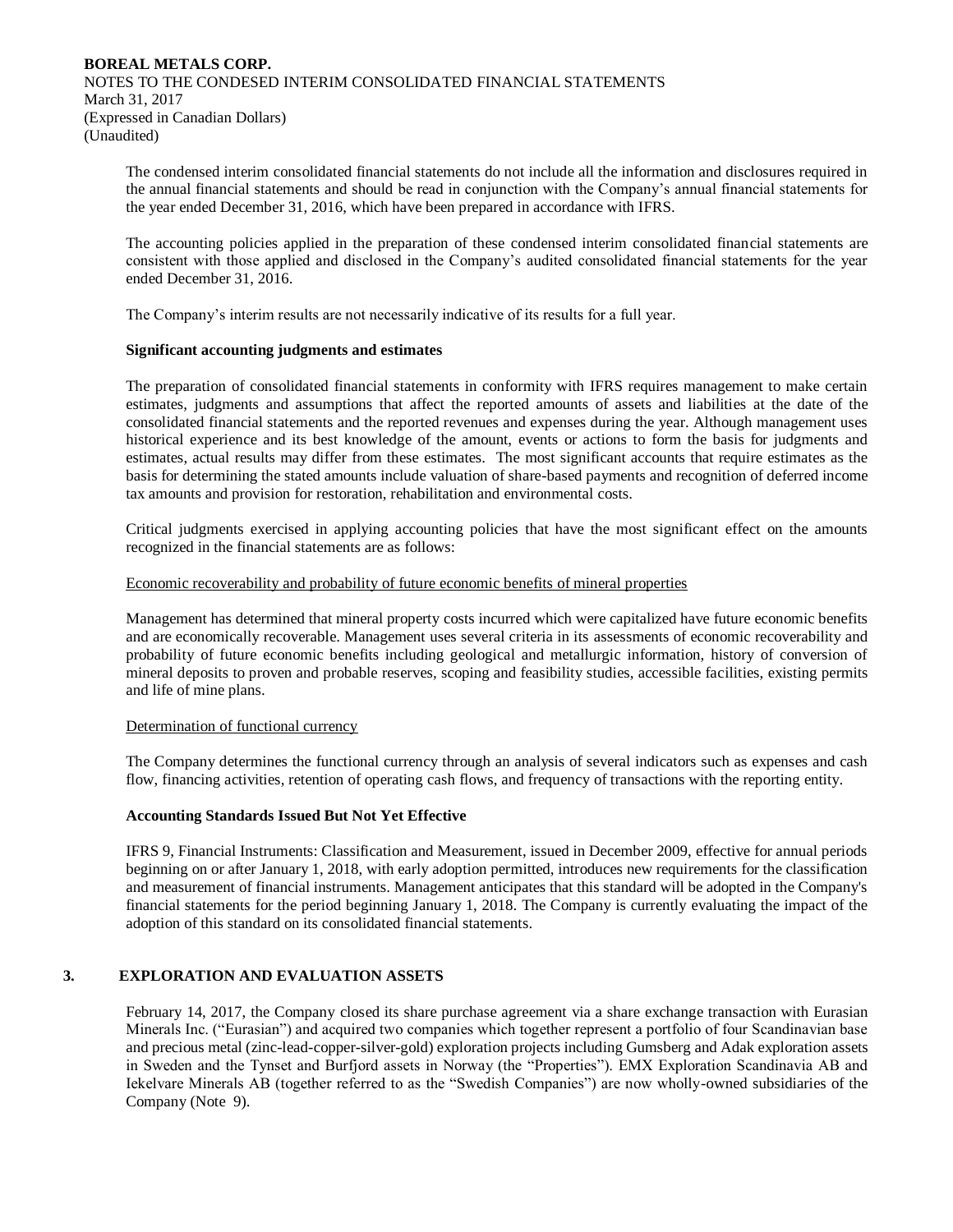The condensed interim consolidated financial statements do not include all the information and disclosures required in the annual financial statements and should be read in conjunction with the Company's annual financial statements for the year ended December 31, 2016, which have been prepared in accordance with IFRS.

The accounting policies applied in the preparation of these condensed interim consolidated financial statements are consistent with those applied and disclosed in the Company's audited consolidated financial statements for the year ended December 31, 2016.

The Company's interim results are not necessarily indicative of its results for a full year.

**Significant accounting judgments and estimates**

The preparation of consolidated financial statements in conformity with IFRS requires management to make certain estimates, judgments and assumptions that affect the reported amounts of assets and liabilities at the date of the consolidated financial statements and the reported revenues and expenses during the year. Although management uses historical experience and its best knowledge of the amount, events or actions to form the basis for judgments and estimates, actual results may differ from these estimates. The most significant accounts that require estimates as the basis for determining the stated amounts include valuation of share-based payments and recognition of deferred income tax amounts and provision for restoration, rehabilitation and environmental costs.

Critical judgments exercised in applying accounting policies that have the most significant effect on the amounts recognized in the financial statements are as follows:

Economic recoverability and probability of future economic benefits of mineral properties

Management has determined that mineral property costs incurred which were capitalized have future economic benefits and are economically recoverable. Management uses several criteria in its assessments of economic recoverability and probability of future economic benefits including geological and metallurgic information, history of conversion of mineral deposits to proven and probable reserves, scoping and feasibility studies, accessible facilities, existing permits and life of mine plans.

Determination of functional currency

The Company determines the functional currency through an analysis of several indicators such as expenses and cash flow, financing activities, retention of operating cash flows, and frequency of transactions with the reporting entity.

**Accounting Standards Issued But Not Yet Effective**

IFRS 9, Financial Instruments: Classification and Measurement, issued in December 2009, effective for annual periods beginning on or after January 1, 2018, with early adoption permitted, introduces new requirements for the classification and measurement of financial instruments. Management anticipates that this standard will be adopted in the Company's financial statements for the period beginning January 1, 2018. The Company is currently evaluating the impact of the adoption of this standard on its consolidated financial statements.

## 3. EXPLORATION AND EVALUATION ASSETS

February 14, 2017, the Company closed its share purchase agreement via a share exchange transaction with Eurasian Minerals Inc. ("Eurasian") and acquired two companies which together represent a portfolio of four Scandinavian base and precious metal (zinc-lead-copper-silver-gold) exploration projects including Gumsberg and Adak exploration assets in Sweden and the Tynset and Burfjord assets in Norway (the "Properties"). EMX Exploration Scandinavia AB and Iekelvare Minerals AB (together referred to as the "Swedish Companies") are now wholly-owned subsidiaries of the Company (Note 9).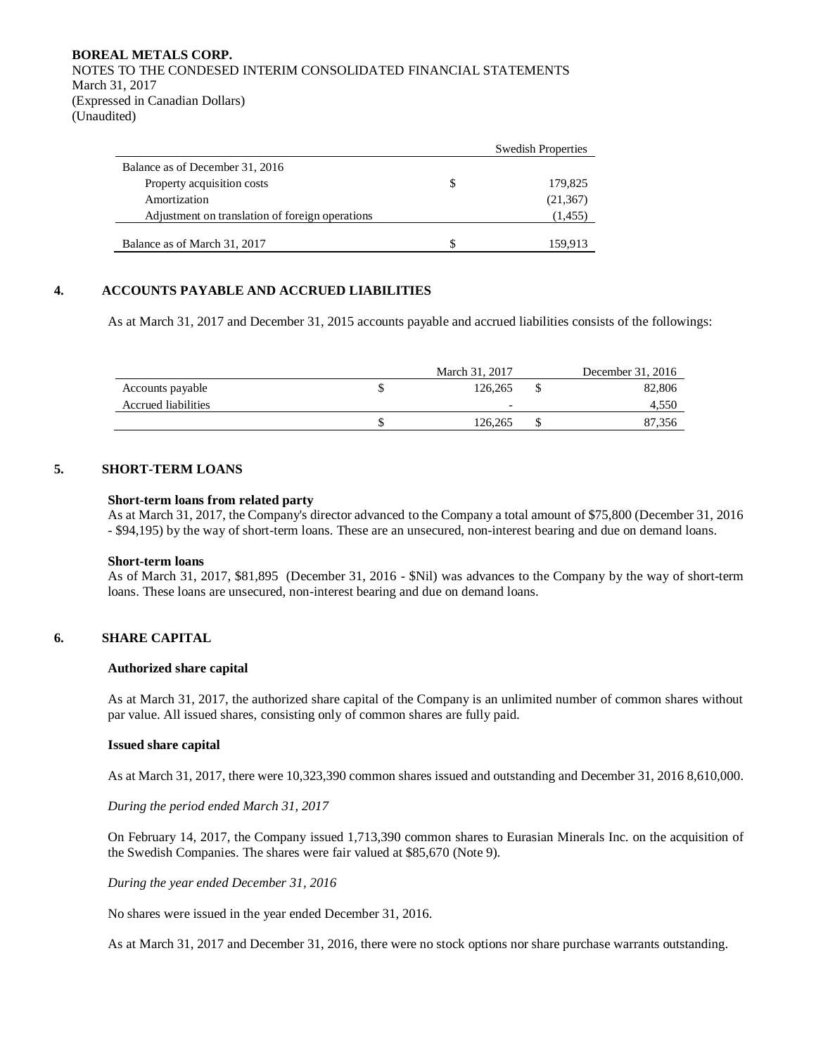| | | Swedish Properties |
|---|---|---|
| Balance as of December 31, 2016 | | |
| Property acquisition costs | $ | 179,825 |
| Amortization | | (21,367) |
| Adjustment on translation of foreign operations | | (1,455) |
| Balance as of March 31, 2017 | $ | 159,913 |

## 4. ACCOUNTS PAYABLE AND ACCRUED LIABILITIES

As at March 31, 2017 and December 31, 2015 accounts payable and accrued liabilities consists of the followings:

| | | March 31, 2017 | | December 31, 2016 |
|---|---|---|---|---|
| Accounts payable | $ | 126,265 | $ | 82,806 |
| Accrued liabilities | | - | | 4,550 |
| | $ | 126,265 | $ | 87,356 |

## 5. SHORT-TERM LOANS

**Short-term loans from related party**

As at March 31, 2017, the Company's director advanced to the Company a total amount of $75,800 (December 31, 2016 - $94,195) by the way of short-term loans. These are an unsecured, non-interest bearing and due on demand loans.

**Short-term loans**

As of March 31, 2017, $81,895 (December 31, 2016 - $Nil) was advances to the Company by the way of short-term loans. These loans are unsecured, non-interest bearing and due on demand loans.

## 6. SHARE CAPITAL

**Authorized share capital**

As at March 31, 2017, the authorized share capital of the Company is an unlimited number of common shares without par value. All issued shares, consisting only of common shares are fully paid.

**Issued share capital**

As at March 31, 2017, there were 10,323,390 common shares issued and outstanding and December 31, 2016 8,610,000.

*During the period ended March 31, 2017*

On February 14, 2017, the Company issued 1,713,390 common shares to Eurasian Minerals Inc. on the acquisition of the Swedish Companies. The shares were fair valued at $85,670 (Note 9).

*During the year ended December 31, 2016*

No shares were issued in the year ended December 31, 2016.

As at March 31, 2017 and December 31, 2016, there were no stock options nor share purchase warrants outstanding.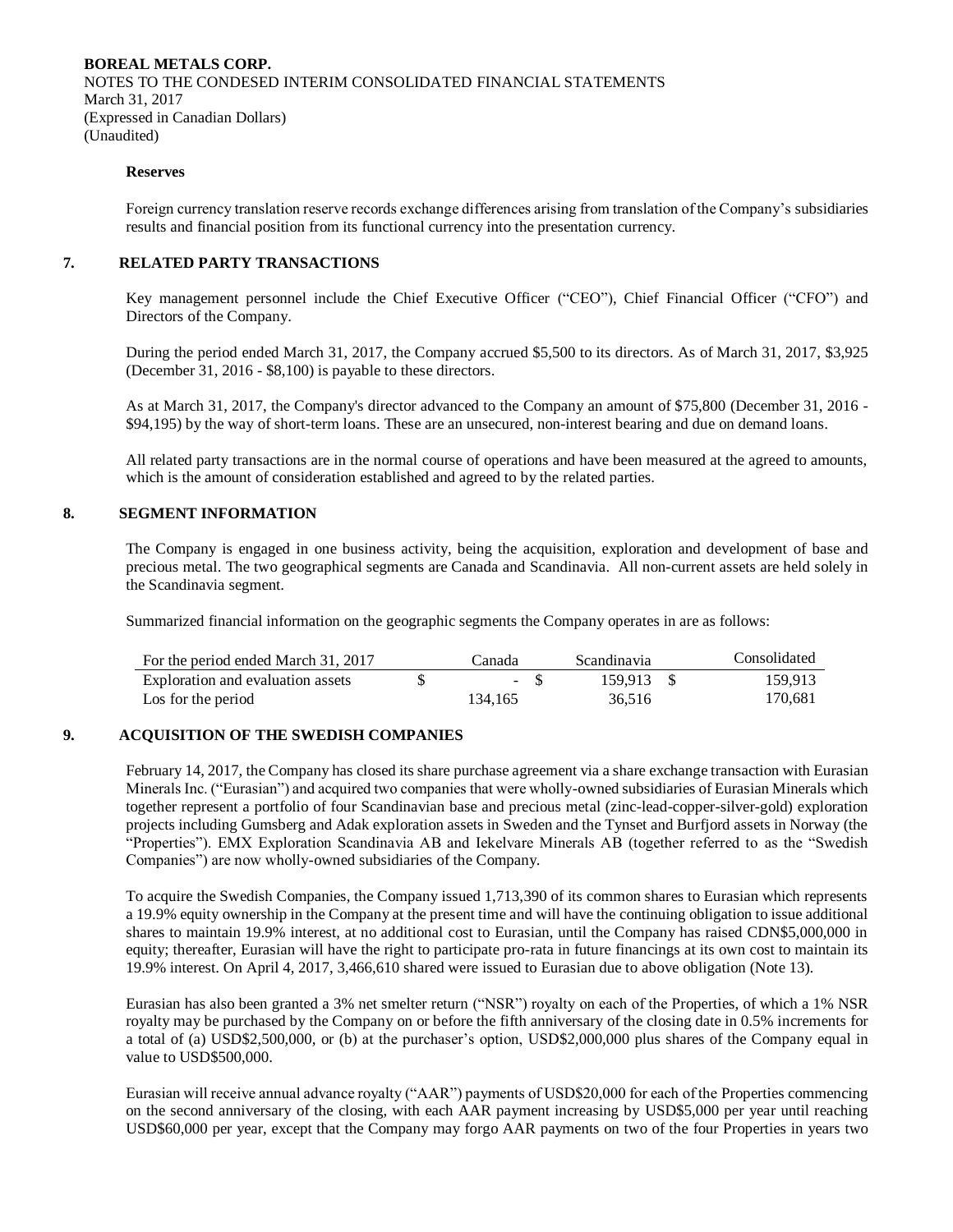### Reserves

Foreign currency translation reserve records exchange differences arising from translation of the Company's subsidiaries results and financial position from its functional currency into the presentation currency.

## 7. RELATED PARTY TRANSACTIONS

Key management personnel include the Chief Executive Officer ("CEO"), Chief Financial Officer ("CFO") and Directors of the Company.

During the period ended March 31, 2017, the Company accrued $5,500 to its directors. As of March 31, 2017, $3,925 (December 31, 2016 - $8,100) is payable to these directors.

As at March 31, 2017, the Company's director advanced to the Company an amount of $75,800 (December 31, 2016 - $94,195) by the way of short-term loans. These are an unsecured, non-interest bearing and due on demand loans.

All related party transactions are in the normal course of operations and have been measured at the agreed to amounts, which is the amount of consideration established and agreed to by the related parties.

## 8. SEGMENT INFORMATION

The Company is engaged in one business activity, being the acquisition, exploration and development of base and precious metal. The two geographical segments are Canada and Scandinavia. All non-current assets are held solely in the Scandinavia segment.

Summarized financial information on the geographic segments the Company operates in are as follows:

| For the period ended March 31, 2017 | Canada | Scandinavia | Consolidated |
|---|---|---|---|
| Exploration and evaluation assets | $ - | $ 159,913 | $ 159,913 |
| Los for the period | 134,165 | 36,516 | 170,681 |

## 9. ACQUISITION OF THE SWEDISH COMPANIES

February 14, 2017, the Company has closed its share purchase agreement via a share exchange transaction with Eurasian Minerals Inc. ("Eurasian") and acquired two companies that were wholly-owned subsidiaries of Eurasian Minerals which together represent a portfolio of four Scandinavian base and precious metal (zinc-lead-copper-silver-gold) exploration projects including Gumsberg and Adak exploration assets in Sweden and the Tynset and Burfjord assets in Norway (the "Properties"). EMX Exploration Scandinavia AB and Iekelvare Minerals AB (together referred to as the "Swedish Companies") are now wholly-owned subsidiaries of the Company.

To acquire the Swedish Companies, the Company issued 1,713,390 of its common shares to Eurasian which represents a 19.9% equity ownership in the Company at the present time and will have the continuing obligation to issue additional shares to maintain 19.9% interest, at no additional cost to Eurasian, until the Company has raised CDN$5,000,000 in equity; thereafter, Eurasian will have the right to participate pro-rata in future financings at its own cost to maintain its 19.9% interest. On April 4, 2017, 3,466,610 shared were issued to Eurasian due to above obligation (Note 13).

Eurasian has also been granted a 3% net smelter return ("NSR") royalty on each of the Properties, of which a 1% NSR royalty may be purchased by the Company on or before the fifth anniversary of the closing date in 0.5% increments for a total of (a) USD$2,500,000, or (b) at the purchaser's option, USD$2,000,000 plus shares of the Company equal in value to USD$500,000.

Eurasian will receive annual advance royalty ("AAR") payments of USD$20,000 for each of the Properties commencing on the second anniversary of the closing, with each AAR payment increasing by USD$5,000 per year until reaching USD$60,000 per year, except that the Company may forgo AAR payments on two of the four Properties in years two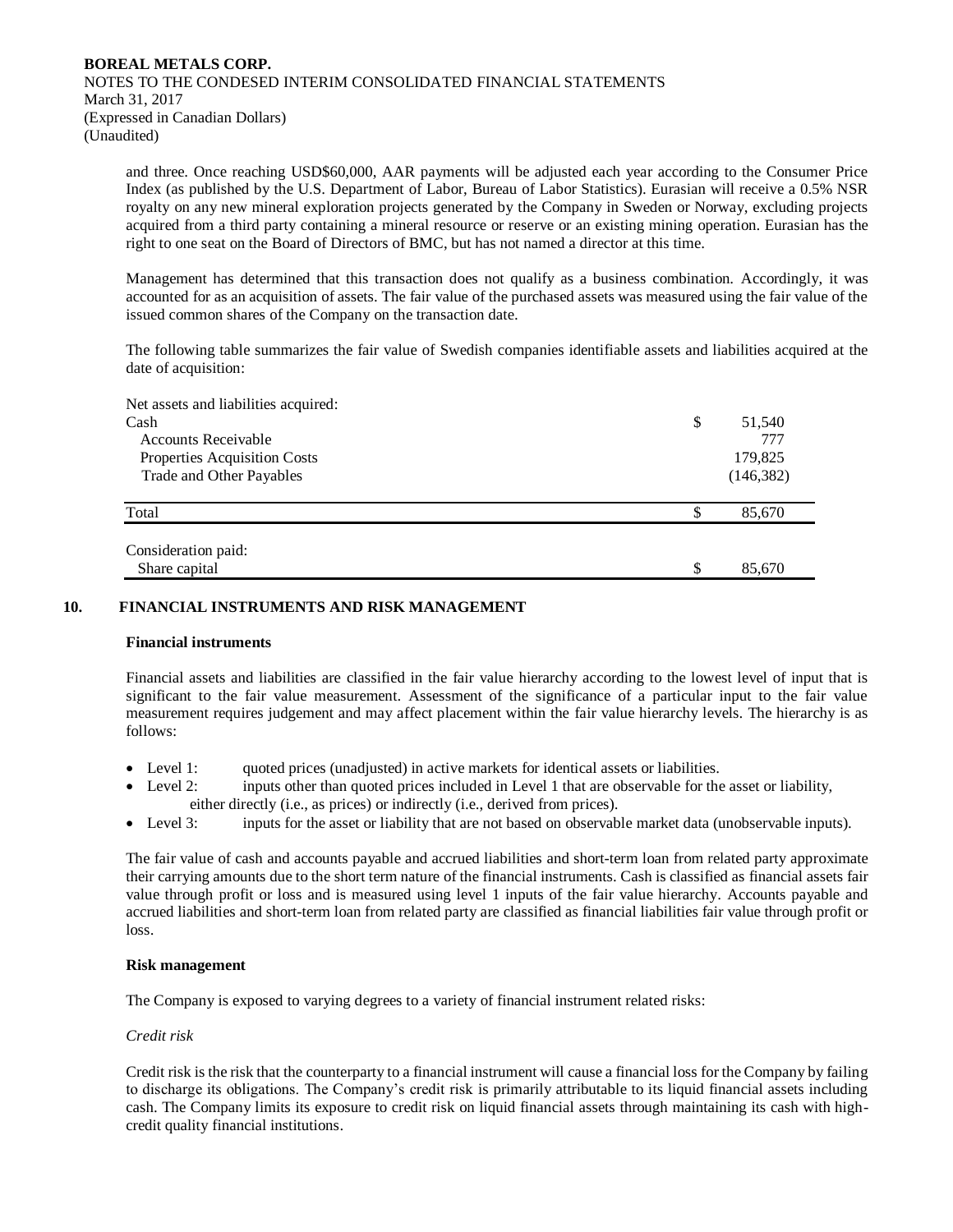and three. Once reaching USD$60,000, AAR payments will be adjusted each year according to the Consumer Price Index (as published by the U.S. Department of Labor, Bureau of Labor Statistics). Eurasian will receive a 0.5% NSR royalty on any new mineral exploration projects generated by the Company in Sweden or Norway, excluding projects acquired from a third party containing a mineral resource or reserve or an existing mining operation. Eurasian has the right to one seat on the Board of Directors of BMC, but has not named a director at this time.

Management has determined that this transaction does not qualify as a business combination. Accordingly, it was accounted for as an acquisition of assets. The fair value of the purchased assets was measured using the fair value of the issued common shares of the Company on the transaction date.

The following table summarizes the fair value of Swedish companies identifiable assets and liabilities acquired at the date of acquisition:

| | | |
|---|---|---|
| Net assets and liabilities acquired: | | |
| Cash | $ | 51,540 |
| Accounts Receivable | | 777 |
| Properties Acquisition Costs | | 179,825 |
| Trade and Other Payables | | (146,382) |
| Total | $ | 85,670 |
| Consideration paid: | | |
| Share capital | $ | 85,670 |

## 10. FINANCIAL INSTRUMENTS AND RISK MANAGEMENT

**Financial instruments**

Financial assets and liabilities are classified in the fair value hierarchy according to the lowest level of input that is significant to the fair value measurement. Assessment of the significance of a particular input to the fair value measurement requires judgement and may affect placement within the fair value hierarchy levels. The hierarchy is as follows:

- Level 1: quoted prices (unadjusted) in active markets for identical assets or liabilities.
- Level 2: inputs other than quoted prices included in Level 1 that are observable for the asset or liability, either directly (i.e., as prices) or indirectly (i.e., derived from prices).
- Level 3: inputs for the asset or liability that are not based on observable market data (unobservable inputs).

The fair value of cash and accounts payable and accrued liabilities and short-term loan from related party approximate their carrying amounts due to the short term nature of the financial instruments. Cash is classified as financial assets fair value through profit or loss and is measured using level 1 inputs of the fair value hierarchy. Accounts payable and accrued liabilities and short-term loan from related party are classified as financial liabilities fair value through profit or loss.

**Risk management**

The Company is exposed to varying degrees to a variety of financial instrument related risks:

*Credit risk*

Credit risk is the risk that the counterparty to a financial instrument will cause a financial loss for the Company by failing to discharge its obligations. The Company's credit risk is primarily attributable to its liquid financial assets including cash. The Company limits its exposure to credit risk on liquid financial assets through maintaining its cash with high-credit quality financial institutions.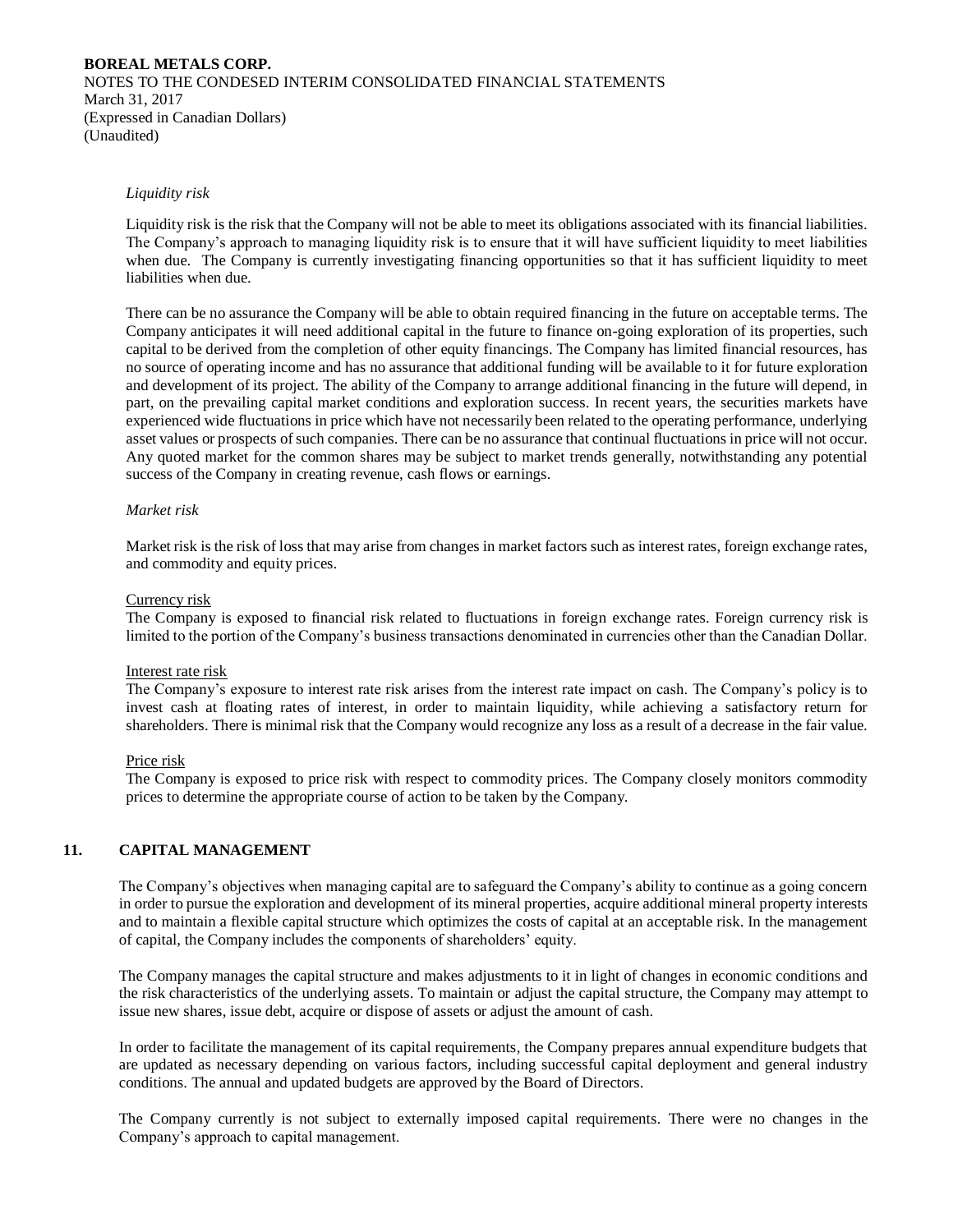*Liquidity risk*

Liquidity risk is the risk that the Company will not be able to meet its obligations associated with its financial liabilities. The Company's approach to managing liquidity risk is to ensure that it will have sufficient liquidity to meet liabilities when due. The Company is currently investigating financing opportunities so that it has sufficient liquidity to meet liabilities when due.

There can be no assurance the Company will be able to obtain required financing in the future on acceptable terms. The Company anticipates it will need additional capital in the future to finance on-going exploration of its properties, such capital to be derived from the completion of other equity financings. The Company has limited financial resources, has no source of operating income and has no assurance that additional funding will be available to it for future exploration and development of its project. The ability of the Company to arrange additional financing in the future will depend, in part, on the prevailing capital market conditions and exploration success. In recent years, the securities markets have experienced wide fluctuations in price which have not necessarily been related to the operating performance, underlying asset values or prospects of such companies. There can be no assurance that continual fluctuations in price will not occur. Any quoted market for the common shares may be subject to market trends generally, notwithstanding any potential success of the Company in creating revenue, cash flows or earnings.

*Market risk*

Market risk is the risk of loss that may arise from changes in market factors such as interest rates, foreign exchange rates, and commodity and equity prices.

Currency risk
The Company is exposed to financial risk related to fluctuations in foreign exchange rates. Foreign currency risk is limited to the portion of the Company's business transactions denominated in currencies other than the Canadian Dollar.

Interest rate risk
The Company's exposure to interest rate risk arises from the interest rate impact on cash. The Company's policy is to invest cash at floating rates of interest, in order to maintain liquidity, while achieving a satisfactory return for shareholders. There is minimal risk that the Company would recognize any loss as a result of a decrease in the fair value.

Price risk
The Company is exposed to price risk with respect to commodity prices. The Company closely monitors commodity prices to determine the appropriate course of action to be taken by the Company.

## 11. CAPITAL MANAGEMENT

The Company's objectives when managing capital are to safeguard the Company's ability to continue as a going concern in order to pursue the exploration and development of its mineral properties, acquire additional mineral property interests and to maintain a flexible capital structure which optimizes the costs of capital at an acceptable risk. In the management of capital, the Company includes the components of shareholders' equity.

The Company manages the capital structure and makes adjustments to it in light of changes in economic conditions and the risk characteristics of the underlying assets. To maintain or adjust the capital structure, the Company may attempt to issue new shares, issue debt, acquire or dispose of assets or adjust the amount of cash.

In order to facilitate the management of its capital requirements, the Company prepares annual expenditure budgets that are updated as necessary depending on various factors, including successful capital deployment and general industry conditions. The annual and updated budgets are approved by the Board of Directors.

The Company currently is not subject to externally imposed capital requirements. There were no changes in the Company's approach to capital management.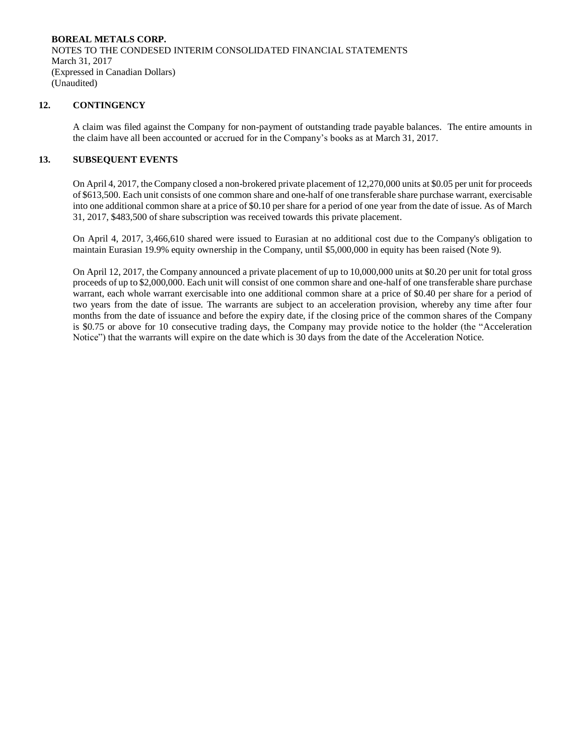## 12. CONTINGENCY

A claim was filed against the Company for non-payment of outstanding trade payable balances. The entire amounts in the claim have all been accounted or accrued for in the Company's books as at March 31, 2017.

## 13. SUBSEQUENT EVENTS

On April 4, 2017, the Company closed a non-brokered private placement of 12,270,000 units at $0.05 per unit for proceeds of $613,500. Each unit consists of one common share and one-half of one transferable share purchase warrant, exercisable into one additional common share at a price of $0.10 per share for a period of one year from the date of issue. As of March 31, 2017, $483,500 of share subscription was received towards this private placement.

On April 4, 2017, 3,466,610 shared were issued to Eurasian at no additional cost due to the Company's obligation to maintain Eurasian 19.9% equity ownership in the Company, until $5,000,000 in equity has been raised (Note 9).

On April 12, 2017, the Company announced a private placement of up to 10,000,000 units at $0.20 per unit for total gross proceeds of up to $2,000,000. Each unit will consist of one common share and one-half of one transferable share purchase warrant, each whole warrant exercisable into one additional common share at a price of $0.40 per share for a period of two years from the date of issue. The warrants are subject to an acceleration provision, whereby any time after four months from the date of issuance and before the expiry date, if the closing price of the common shares of the Company is $0.75 or above for 10 consecutive trading days, the Company may provide notice to the holder (the "Acceleration Notice") that the warrants will expire on the date which is 30 days from the date of the Acceleration Notice.